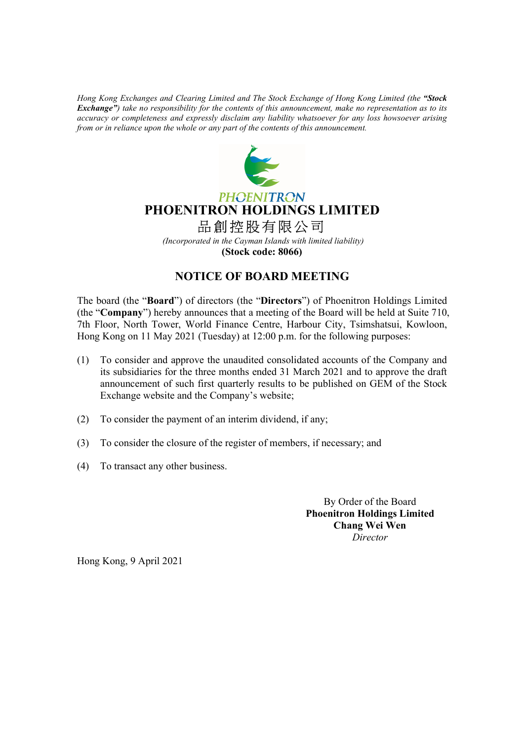*Hong Kong Exchanges and Clearing Limited and The Stock Exchange of Hong Kong Limited (the **"Stock Exchange"**) take no responsibility for the contents of this announcement, make no representation as to its accuracy or completeness and expressly disclaim any liability whatsoever for any loss howsoever arising from or in reliance upon the whole or any part of the contents of this announcement.*

PHOENITRON

# PHOENITRON HOLDINGS LIMITED

# 品創控股有限公司

*(Incorporated in the Cayman Islands with limited liability)*

**(Stock code: 8066)**

## NOTICE OF BOARD MEETING

The board (the "**Board**") of directors (the "**Directors**") of Phoenitron Holdings Limited (the "**Company**") hereby announces that a meeting of the Board will be held at Suite 710, 7th Floor, North Tower, World Finance Centre, Harbour City, Tsimshatsui, Kowloon, Hong Kong on 11 May 2021 (Tuesday) at 12:00 p.m. for the following purposes:

(1) To consider and approve the unaudited consolidated accounts of the Company and its subsidiaries for the three months ended 31 March 2021 and to approve the draft announcement of such first quarterly results to be published on GEM of the Stock Exchange website and the Company's website;

(2) To consider the payment of an interim dividend, if any;

(3) To consider the closure of the register of members, if necessary; and

(4) To transact any other business.

By Order of the Board
**Phoenitron Holdings Limited**
**Chang Wei Wen**
*Director*

Hong Kong, 9 April 2021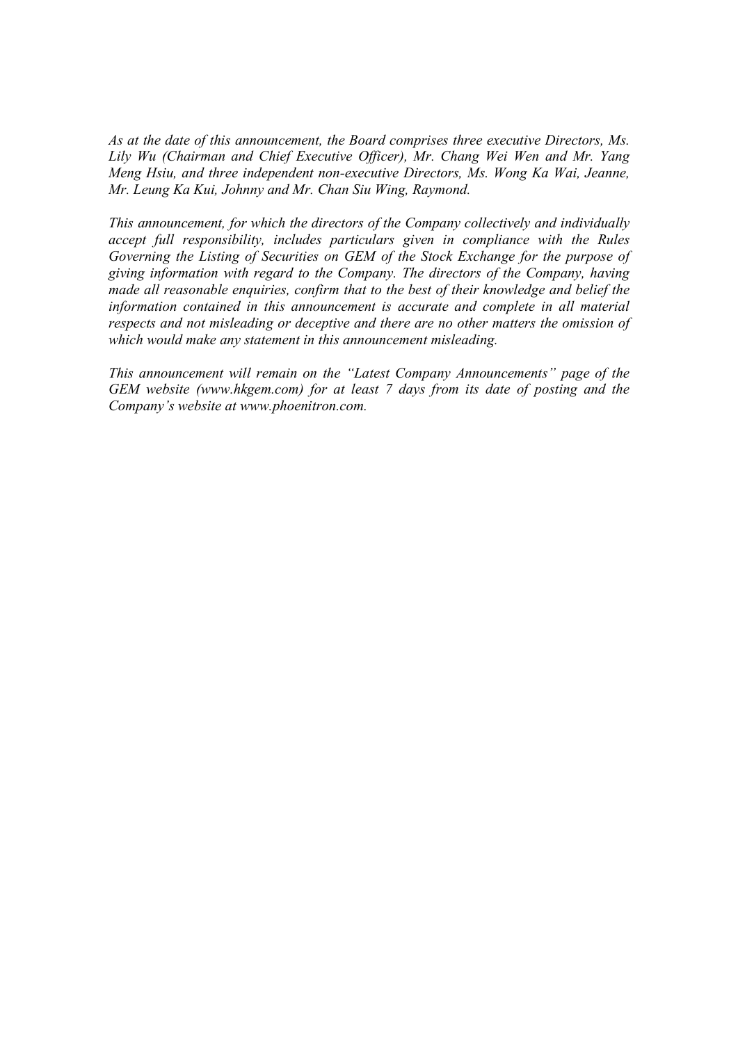*As at the date of this announcement, the Board comprises three executive Directors, Ms. Lily Wu (Chairman and Chief Executive Officer), Mr. Chang Wei Wen and Mr. Yang Meng Hsiu, and three independent non-executive Directors, Ms. Wong Ka Wai, Jeanne, Mr. Leung Ka Kui, Johnny and Mr. Chan Siu Wing, Raymond.*

*This announcement, for which the directors of the Company collectively and individually accept full responsibility, includes particulars given in compliance with the Rules Governing the Listing of Securities on GEM of the Stock Exchange for the purpose of giving information with regard to the Company. The directors of the Company, having made all reasonable enquiries, confirm that to the best of their knowledge and belief the information contained in this announcement is accurate and complete in all material respects and not misleading or deceptive and there are no other matters the omission of which would make any statement in this announcement misleading.*

*This announcement will remain on the "Latest Company Announcements" page of the GEM website (www.hkgem.com) for at least 7 days from its date of posting and the Company's website at www.phoenitron.com.*